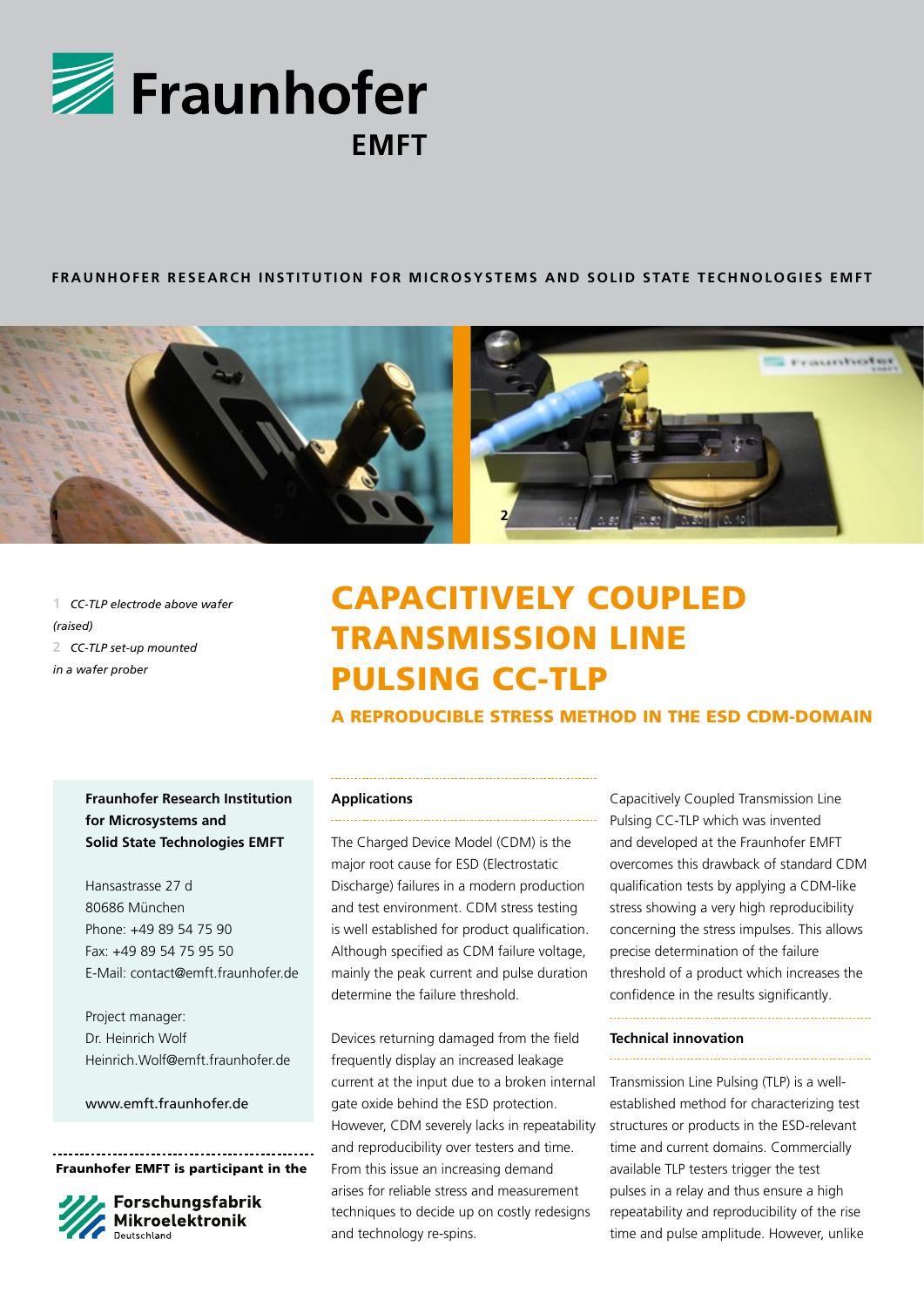# Fraunhofer EMFT

**FRAUNHOFER RESEARCH INSTITUTION FOR MICROSYSTEMS AND SOLID STATE TECHNOLOGIES EMFT**

1 *CC-TLP electrode above wafer (raised)*

2 *CC-TLP set-up mounted in a wafer prober*

# CAPACITIVELY COUPLED TRANSMISSION LINE PULSING CC-TLP

## A REPRODUCIBLE STRESS METHOD IN THE ESD CDM-DOMAIN

**Fraunhofer Research Institution for Microsystems and Solid State Technologies EMFT**

Hansastrasse 27 d
80686 München
Phone: +49 89 54 75 90
Fax: +49 89 54 75 95 50
E-Mail: contact@emft.fraunhofer.de

Project manager:
Dr. Heinrich Wolf
Heinrich.Wolf@emft.fraunhofer.de

www.emft.fraunhofer.de

**Fraunhofer EMFT is participant in the**

**Forschungsfabrik Mikroelektronik** Deutschland

### Applications

The Charged Device Model (CDM) is the major root cause for ESD (Electrostatic Discharge) failures in a modern production and test environment. CDM stress testing is well established for product qualification. Although specified as CDM failure voltage, mainly the peak current and pulse duration determine the failure threshold.

Devices returning damaged from the field frequently display an increased leakage current at the input due to a broken internal gate oxide behind the ESD protection. However, CDM severely lacks in repeatability and reproducibility over testers and time. From this issue an increasing demand arises for reliable stress and measurement techniques to decide up on costly redesigns and technology re-spins.

Capacitively Coupled Transmission Line Pulsing CC-TLP which was invented and developed at the Fraunhofer EMFT overcomes this drawback of standard CDM qualification tests by applying a CDM-like stress showing a very high reproducibility concerning the stress impulses. This allows precise determination of the failure threshold of a product which increases the confidence in the results significantly.

### Technical innovation

Transmission Line Pulsing (TLP) is a well-established method for characterizing test structures or products in the ESD-relevant time and current domains. Commercially available TLP testers trigger the test pulses in a relay and thus ensure a high repeatability and reproducibility of the rise time and pulse amplitude. However, unlike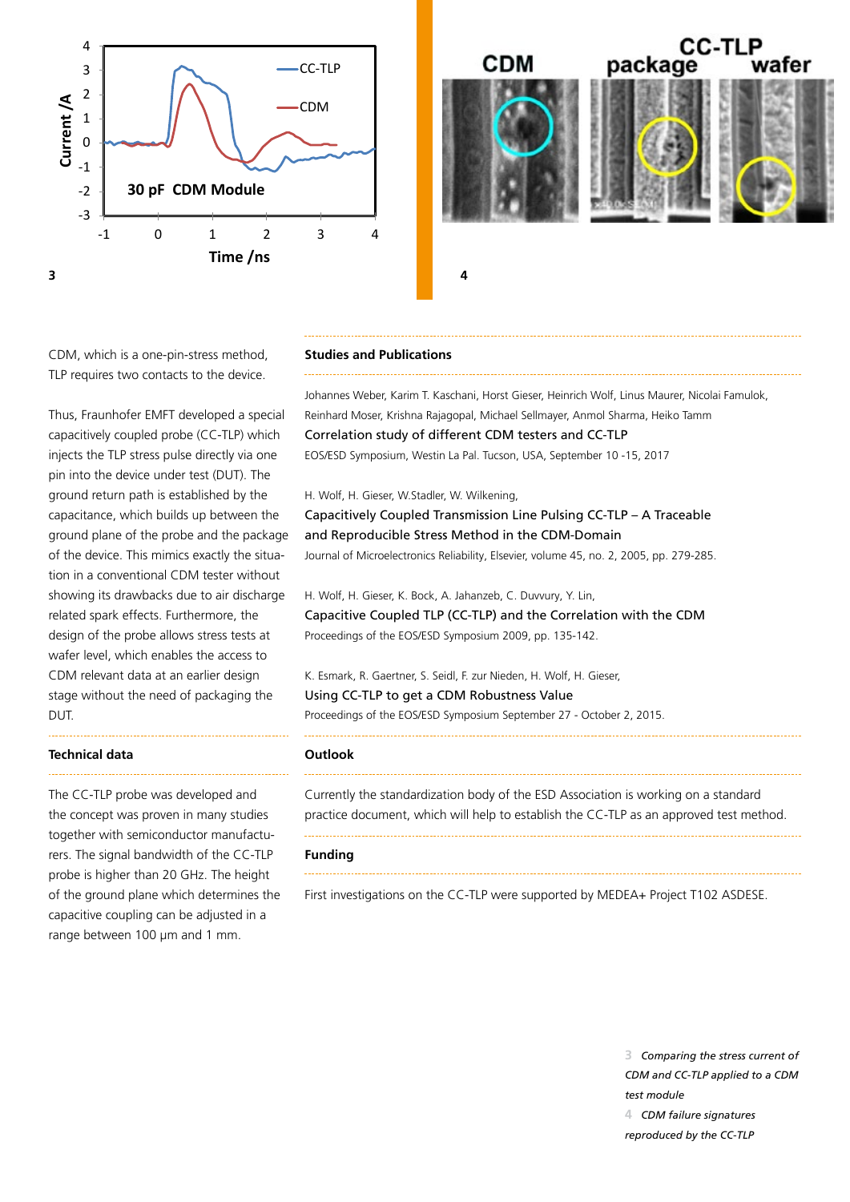4
3
2
1
0
-1
-2
-3

Current /A

-1 0 1 2 3 4

Time /ns

CC-TLP

CDM

30 pF CDM Module

3

CDM

CC-TLP

package

wafer

4

CDM, which is a one-pin-stress method, TLP requires two contacts to the device.

Thus, Fraunhofer EMFT developed a special capacitively coupled probe (CC-TLP) which injects the TLP stress pulse directly via one pin into the device under test (DUT). The ground return path is established by the capacitance, which builds up between the ground plane of the probe and the package of the device. This mimics exactly the situation in a conventional CDM tester without showing its drawbacks due to air discharge related spark effects. Furthermore, the design of the probe allows stress tests at wafer level, which enables the access to CDM relevant data at an earlier design stage without the need of packaging the DUT.

### Technical data

The CC-TLP probe was developed and the concept was proven in many studies together with semiconductor manufacturers. The signal bandwidth of the CC-TLP probe is higher than 20 GHz. The height of the ground plane which determines the capacitive coupling can be adjusted in a range between 100 µm and 1 mm.

### Studies and Publications

Johannes Weber, Karim T. Kaschani, Horst Gieser, Heinrich Wolf, Linus Maurer, Nicolai Famulok, Reinhard Moser, Krishna Rajagopal, Michael Sellmayer, Anmol Sharma, Heiko Tamm
Correlation study of different CDM testers and CC-TLP
EOS/ESD Symposium, Westin La Pal. Tucson, USA, September 10 -15, 2017

H. Wolf, H. Gieser, W.Stadler, W. Wilkening,
Capacitively Coupled Transmission Line Pulsing CC-TLP – A Traceable and Reproducible Stress Method in the CDM-Domain
Journal of Microelectronics Reliability, Elsevier, volume 45, no. 2, 2005, pp. 279-285.

H. Wolf, H. Gieser, K. Bock, A. Jahanzeb, C. Duvvury, Y. Lin,
Capacitive Coupled TLP (CC-TLP) and the Correlation with the CDM
Proceedings of the EOS/ESD Symposium 2009, pp. 135-142.

K. Esmark, R. Gaertner, S. Seidl, F. zur Nieden, H. Wolf, H. Gieser,
Using CC-TLP to get a CDM Robustness Value
Proceedings of the EOS/ESD Symposium September 27 - October 2, 2015.

### Outlook

Currently the standardization body of the ESD Association is working on a standard practice document, which will help to establish the CC-TLP as an approved test method.

### Funding

First investigations on the CC-TLP were supported by MEDEA+ Project T102 ASDESE.

*3 Comparing the stress current of CDM and CC-TLP applied to a CDM test module*

*4 CDM failure signatures reproduced by the CC-TLP*